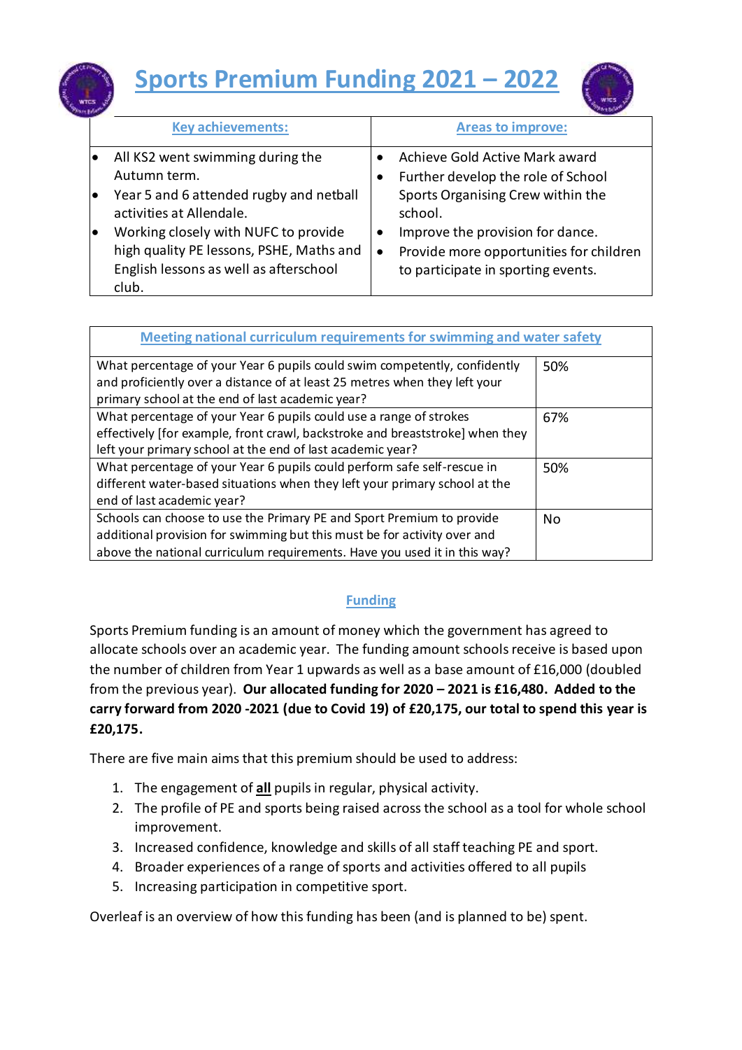# Sports Premium Funding 2021 – 2022

| Key achievements: | Areas to improve: |
| --- | --- |
| • All KS2 went swimming during the Autumn term.<br>• Year 5 and 6 attended rugby and netball activities at Allendale.<br>• Working closely with NUFC to provide high quality PE lessons, PSHE, Maths and English lessons as well as afterschool club. | • Achieve Gold Active Mark award<br>• Further develop the role of School Sports Organising Crew within the school.<br>• Improve the provision for dance.<br>• Provide more opportunities for children to participate in sporting events. |

| Meeting national curriculum requirements for swimming and water safety | |
| --- | --- |
| What percentage of your Year 6 pupils could swim competently, confidently and proficiently over a distance of at least 25 metres when they left your primary school at the end of last academic year? | 50% |
| What percentage of your Year 6 pupils could use a range of strokes effectively [for example, front crawl, backstroke and breaststroke] when they left your primary school at the end of last academic year? | 67% |
| What percentage of your Year 6 pupils could perform safe self-rescue in different water-based situations when they left your primary school at the end of last academic year? | 50% |
| Schools can choose to use the Primary PE and Sport Premium to provide additional provision for swimming but this must be for activity over and above the national curriculum requirements. Have you used it in this way? | No |

## Funding

Sports Premium funding is an amount of money which the government has agreed to allocate schools over an academic year. The funding amount schools receive is based upon the number of children from Year 1 upwards as well as a base amount of £16,000 (doubled from the previous year). **Our allocated funding for 2020 – 2021 is £16,480. Added to the carry forward from 2020 -2021 (due to Covid 19) of £20,175, our total to spend this year is £20,175.**

There are five main aims that this premium should be used to address:

1. The engagement of **all** pupils in regular, physical activity.
2. The profile of PE and sports being raised across the school as a tool for whole school improvement.
3. Increased confidence, knowledge and skills of all staff teaching PE and sport.
4. Broader experiences of a range of sports and activities offered to all pupils
5. Increasing participation in competitive sport.

Overleaf is an overview of how this funding has been (and is planned to be) spent.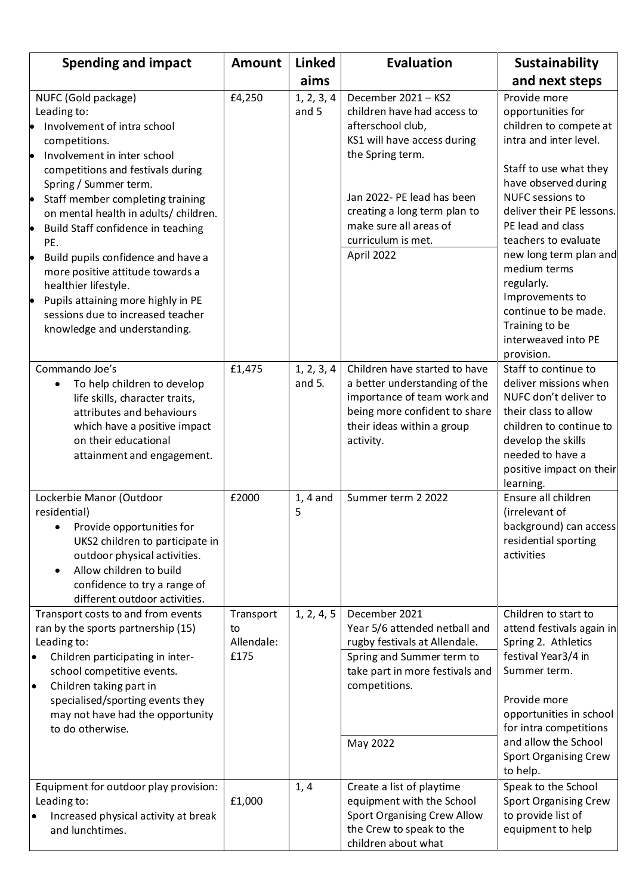| Spending and impact | Amount | Linked aims | Evaluation | Sustainability and next steps |
|---|---|---|---|---|
| NUFC (Gold package)<br>Leading to:<br>• Involvement of intra school competitions.<br>• Involvement in inter school competitions and festivals during Spring / Summer term.<br>• Staff member completing training on mental health in adults/ children.<br>• Build Staff confidence in teaching PE.<br>• Build pupils confidence and have a more positive attitude towards a healthier lifestyle.<br>• Pupils attaining more highly in PE sessions due to increased teacher knowledge and understanding. | £4,250 | 1, 2, 3, 4 and 5 | December 2021 – KS2 children have had access to afterschool club,<br>KS1 will have access during the Spring term.<br><br>Jan 2022- PE lead has been creating a long term plan to make sure all areas of curriculum is met.<br><br>April 2022 | Provide more opportunities for children to compete at intra and inter level.<br><br>Staff to use what they have observed during NUFC sessions to deliver their PE lessons. PE lead and class teachers to evaluate new long term plan and medium terms regularly.<br>Improvements to continue to be made.<br>Training to be interweaved into PE provision. |
| Commando Joe's<br>• To help children to develop life skills, character traits, attributes and behaviours which have a positive impact on their educational attainment and engagement. | £1,475 | 1, 2, 3, 4 and 5. | Children have started to have a better understanding of the importance of team work and being more confident to share their ideas within a group activity. | Staff to continue to deliver missions when NUFC don't deliver to their class to allow children to continue to develop the skills needed to have a positive impact on their learning. |
| Lockerbie Manor (Outdoor residential)<br>• Provide opportunities for UKS2 children to participate in outdoor physical activities.<br>• Allow children to build confidence to try a range of different outdoor activities. | £2000 | 1, 4 and 5 | Summer term 2 2022 | Ensure all children (irrelevant of background) can access residential sporting activities |
| Transport costs to and from events ran by the sports partnership (15)<br>Leading to:<br>• Children participating in inter-school competitive events.<br>• Children taking part in specialised/sporting events they may not have had the opportunity to do otherwise. | Transport to Allendale: £175 | 1, 2, 4, 5 | December 2021<br>Year 5/6 attended netball and rugby festivals at Allendale.<br><br>Spring and Summer term to take part in more festivals and competitions.<br><br>May 2022 | Children to start to attend festivals again in Spring 2. Athletics festival Year3/4 in Summer term.<br><br>Provide more opportunities in school for intra competitions and allow the School Sport Organising Crew to help. |
| Equipment for outdoor play provision:<br>Leading to:<br>• Increased physical activity at break and lunchtimes. | £1,000 | 1, 4 | Create a list of playtime equipment with the School Sport Organising Crew Allow the Crew to speak to the children about what | Speak to the School Sport Organising Crew to provide list of equipment to help |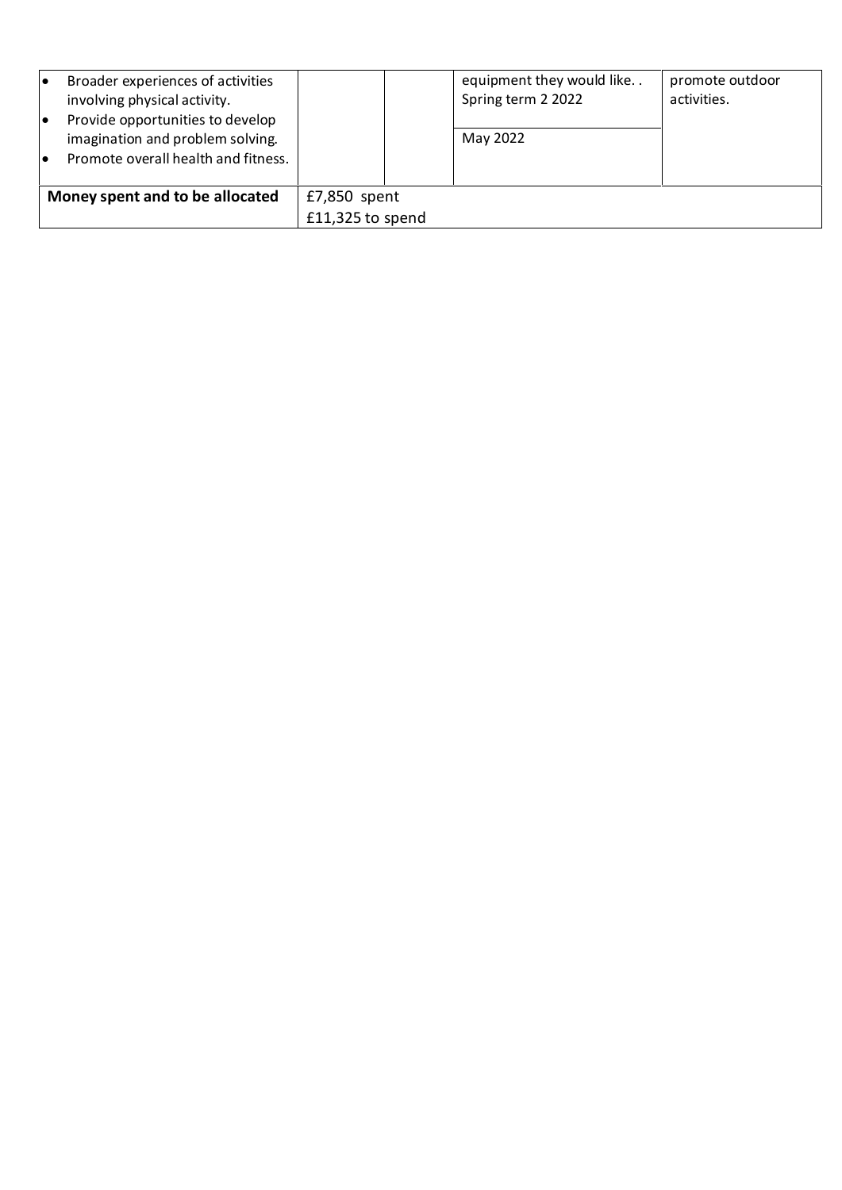| | | | | |
|---|---|---|---|---|
| • Broader experiences of activities involving physical activity.<br>• Provide opportunities to develop imagination and problem solving.<br>• Promote overall health and fitness. | | | equipment they would like. .<br>Spring term 2 2022<br><br>May 2022 | promote outdoor activities. |
| **Money spent and to be allocated** | £7,850 spent<br>£11,325 to spend | | | |